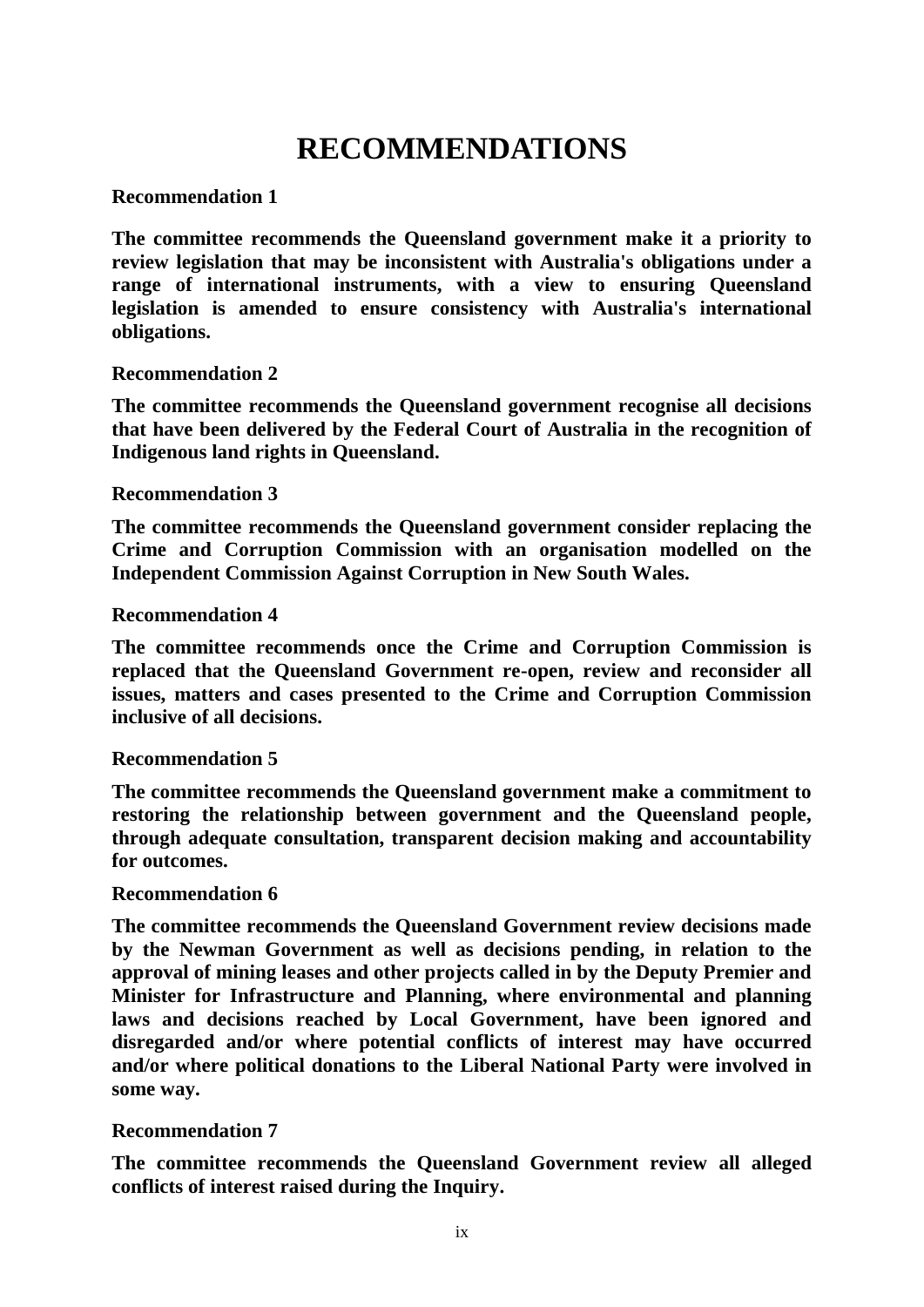# RECOMMENDATIONS

**Recommendation 1**

**The committee recommends the Queensland government make it a priority to review legislation that may be inconsistent with Australia's obligations under a range of international instruments, with a view to ensuring Queensland legislation is amended to ensure consistency with Australia's international obligations.**

**Recommendation 2**

**The committee recommends the Queensland government recognise all decisions that have been delivered by the Federal Court of Australia in the recognition of Indigenous land rights in Queensland.**

**Recommendation 3**

**The committee recommends the Queensland government consider replacing the Crime and Corruption Commission with an organisation modelled on the Independent Commission Against Corruption in New South Wales.**

**Recommendation 4**

**The committee recommends once the Crime and Corruption Commission is replaced that the Queensland Government re-open, review and reconsider all issues, matters and cases presented to the Crime and Corruption Commission inclusive of all decisions.**

**Recommendation 5**

**The committee recommends the Queensland government make a commitment to restoring the relationship between government and the Queensland people, through adequate consultation, transparent decision making and accountability for outcomes.**

**Recommendation 6**

**The committee recommends the Queensland Government review decisions made by the Newman Government as well as decisions pending, in relation to the approval of mining leases and other projects called in by the Deputy Premier and Minister for Infrastructure and Planning, where environmental and planning laws and decisions reached by Local Government, have been ignored and disregarded and/or where potential conflicts of interest may have occurred and/or where political donations to the Liberal National Party were involved in some way.**

**Recommendation 7**

**The committee recommends the Queensland Government review all alleged conflicts of interest raised during the Inquiry.**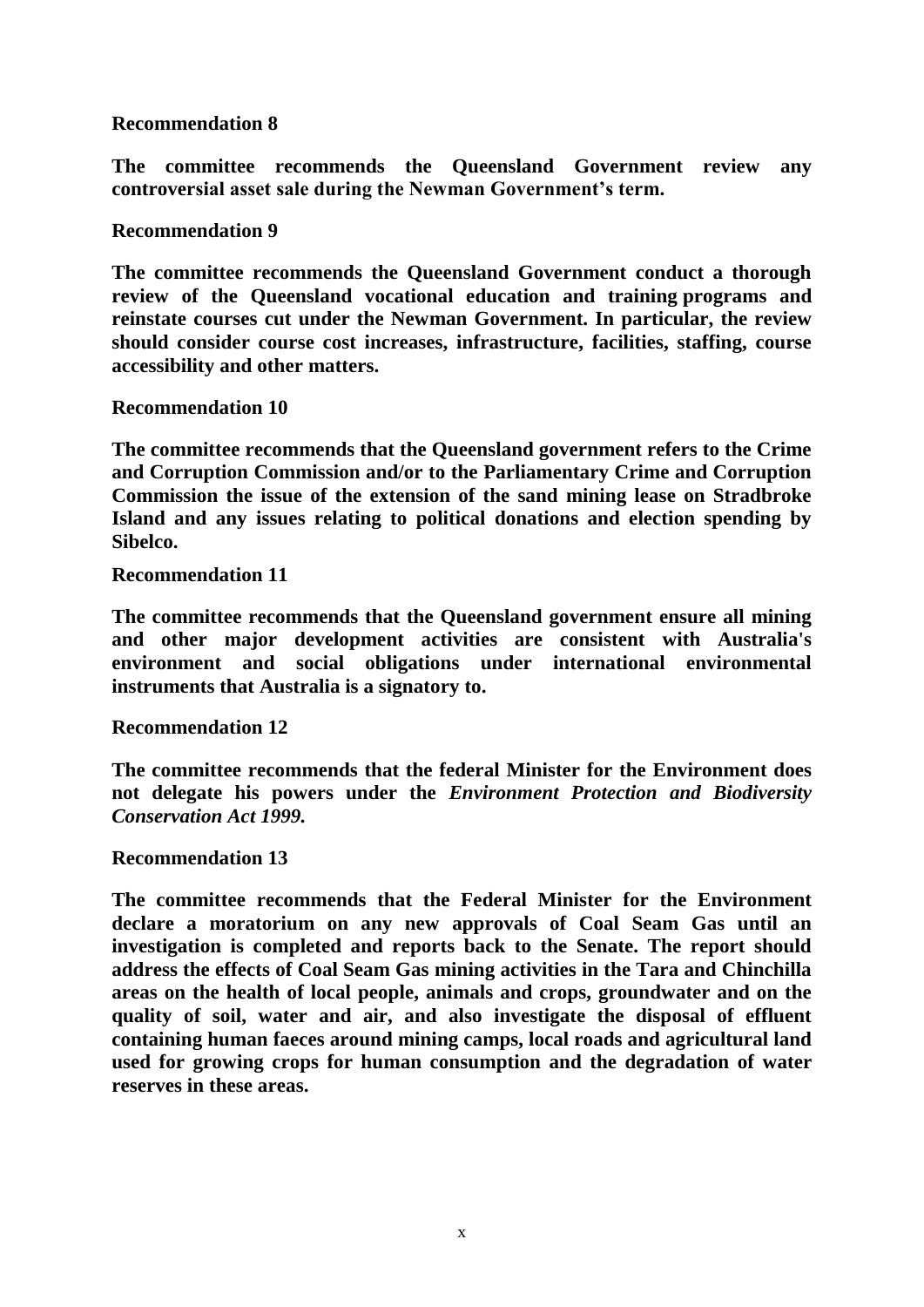**Recommendation 8**

**The committee recommends the Queensland Government review any controversial asset sale during the Newman Government's term.**

**Recommendation 9**

**The committee recommends the Queensland Government conduct a thorough review of the Queensland vocational education and training programs and reinstate courses cut under the Newman Government. In particular, the review should consider course cost increases, infrastructure, facilities, staffing, course accessibility and other matters.**

**Recommendation 10**

**The committee recommends that the Queensland government refers to the Crime and Corruption Commission and/or to the Parliamentary Crime and Corruption Commission the issue of the extension of the sand mining lease on Stradbroke Island and any issues relating to political donations and election spending by Sibelco.**

**Recommendation 11**

**The committee recommends that the Queensland government ensure all mining and other major development activities are consistent with Australia's environment and social obligations under international environmental instruments that Australia is a signatory to.**

**Recommendation 12**

**The committee recommends that the federal Minister for the Environment does not delegate his powers under the *Environment Protection and Biodiversity Conservation Act 1999.***

**Recommendation 13**

**The committee recommends that the Federal Minister for the Environment declare a moratorium on any new approvals of Coal Seam Gas until an investigation is completed and reports back to the Senate. The report should address the effects of Coal Seam Gas mining activities in the Tara and Chinchilla areas on the health of local people, animals and crops, groundwater and on the quality of soil, water and air, and also investigate the disposal of effluent containing human faeces around mining camps, local roads and agricultural land used for growing crops for human consumption and the degradation of water reserves in these areas.**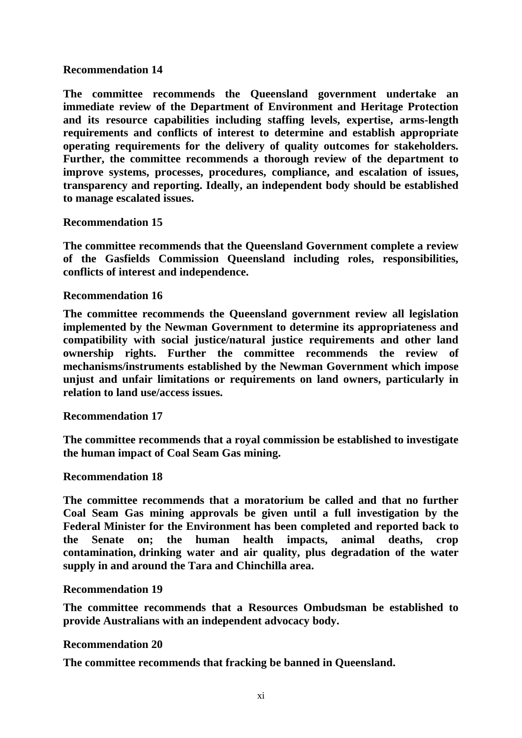**Recommendation 14**

**The committee recommends the Queensland government undertake an immediate review of the Department of Environment and Heritage Protection and its resource capabilities including staffing levels, expertise, arms-length requirements and conflicts of interest to determine and establish appropriate operating requirements for the delivery of quality outcomes for stakeholders. Further, the committee recommends a thorough review of the department to improve systems, processes, procedures, compliance, and escalation of issues, transparency and reporting. Ideally, an independent body should be established to manage escalated issues.**

**Recommendation 15**

**The committee recommends that the Queensland Government complete a review of the Gasfields Commission Queensland including roles, responsibilities, conflicts of interest and independence.**

**Recommendation 16**

**The committee recommends the Queensland government review all legislation implemented by the Newman Government to determine its appropriateness and compatibility with social justice/natural justice requirements and other land ownership rights. Further the committee recommends the review of mechanisms/instruments established by the Newman Government which impose unjust and unfair limitations or requirements on land owners, particularly in relation to land use/access issues.**

**Recommendation 17**

**The committee recommends that a royal commission be established to investigate the human impact of Coal Seam Gas mining.**

**Recommendation 18**

**The committee recommends that a moratorium be called and that no further Coal Seam Gas mining approvals be given until a full investigation by the Federal Minister for the Environment has been completed and reported back to the Senate on; the human health impacts, animal deaths, crop contamination, drinking water and air quality, plus degradation of the water supply in and around the Tara and Chinchilla area.**

**Recommendation 19**

**The committee recommends that a Resources Ombudsman be established to provide Australians with an independent advocacy body.**

**Recommendation 20**

**The committee recommends that fracking be banned in Queensland.**